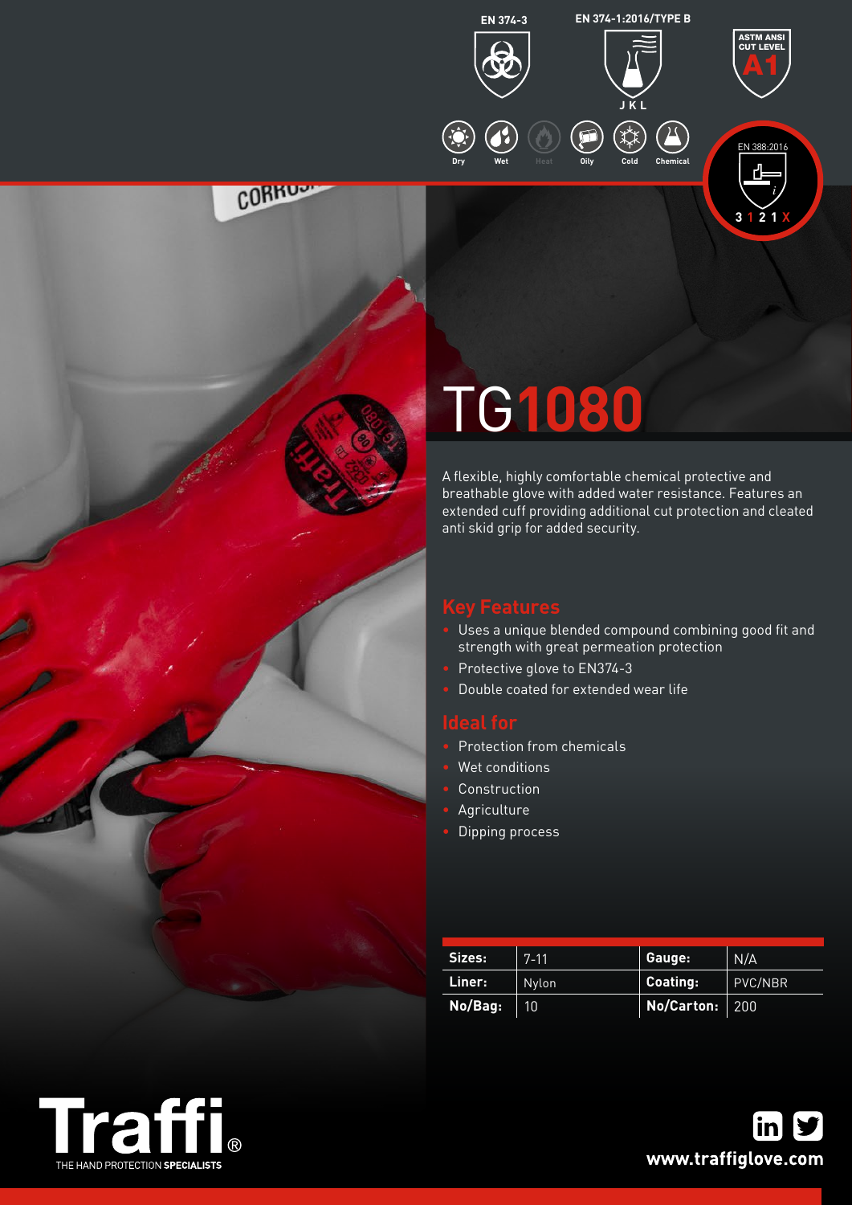EN 374-3

EN 374-1:2016/TYPE B

JKL

ASTM ANSI CUT LEVEL A1

Dry Wet Heat Oily Cold Chemical

EN 388:2016

3 1 2 1 X

# TG1080

A flexible, highly comfortable chemical protective and breathable glove with added water resistance. Features an extended cuff providing additional cut protection and cleated anti skid grip for added security.

## Key Features

- Uses a unique blended compound combining good fit and strength with great permeation protection
- Protective glove to EN374-3
- Double coated for extended wear life

## Ideal for

- Protection from chemicals
- Wet conditions
- Construction
- Agriculture
- Dipping process

| Sizes: | 7-11 | Gauge: | N/A |
|---|---|---|---|
| Liner: | Nylon | Coating: | PVC/NBR |
| No/Bag: | 10 | No/Carton: | 200 |

Traffi® THE HAND PROTECTION SPECIALISTS

www.traffiglove.com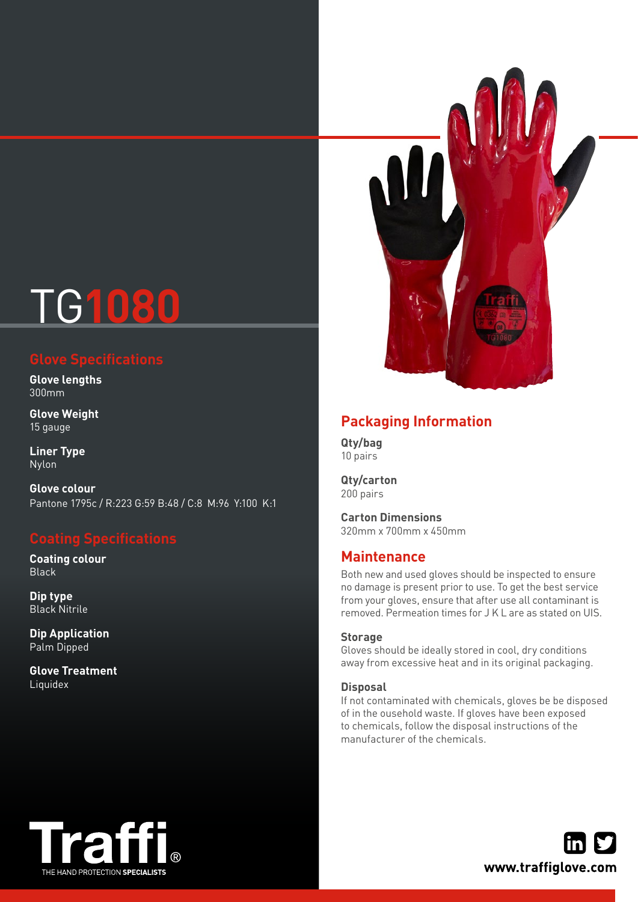# TG1080

## Glove Specifications

**Glove lengths**
300mm

**Glove Weight**
15 gauge

**Liner Type**
Nylon

**Glove colour**
Pantone 1795c / R:223 G:59 B:48 / C:8 M:96 Y:100 K:1

## Coating Specifications

**Coating colour**
Black

**Dip type**
Black Nitrile

**Dip Application**
Palm Dipped

**Glove Treatment**
Liquidex

## Packaging Information

**Qty/bag**
10 pairs

**Qty/carton**
200 pairs

**Carton Dimensions**
320mm x 700mm x 450mm

## Maintenance

Both new and used gloves should be inspected to ensure no damage is present prior to use. To get the best service from your gloves, ensure that after use all contaminant is removed. Permeation times for J K L are as stated on UIS.

### Storage

Gloves should be ideally stored in cool, dry conditions away from excessive heat and in its original packaging.

### Disposal

If not contaminated with chemicals, gloves be be disposed of in the ousehold waste. If gloves have been exposed to chemicals, follow the disposal instructions of the manufacturer of the chemicals.

Traffi® THE HAND PROTECTION SPECIALISTS

www.traffiglove.com